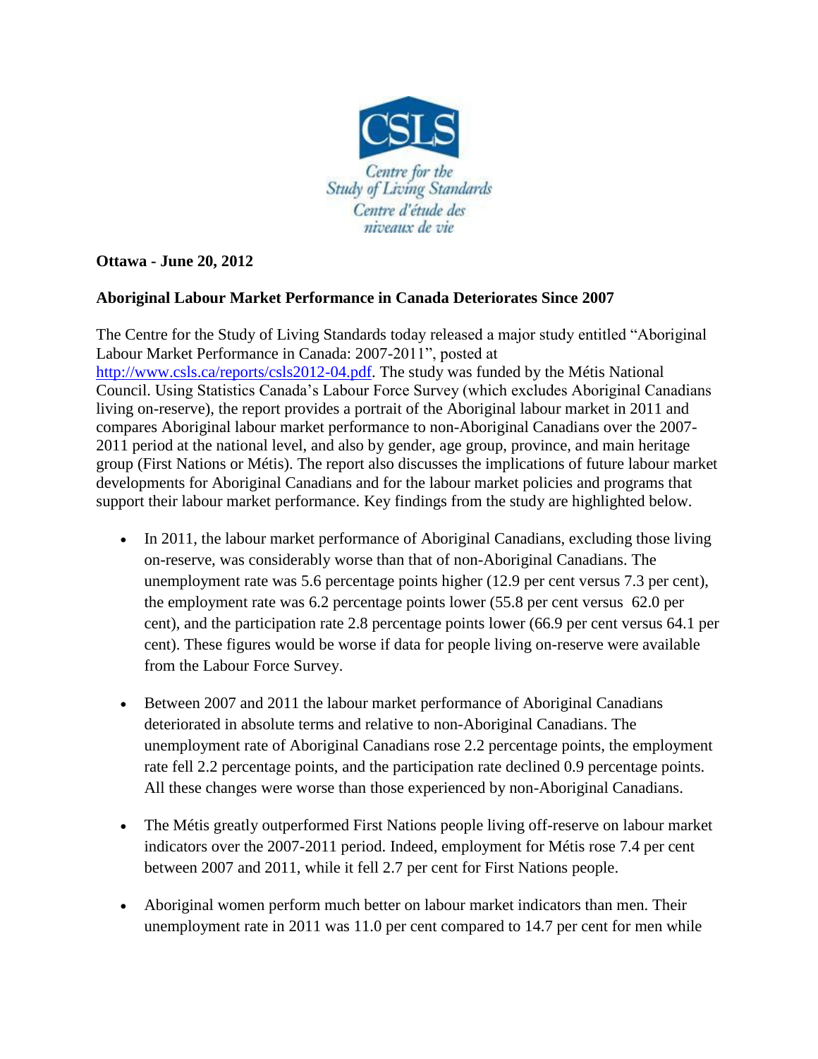Centre for the Study of Living Standards
Centre d'étude des niveaux de vie

**Ottawa - June 20, 2012**

**Aboriginal Labour Market Performance in Canada Deteriorates Since 2007**

The Centre for the Study of Living Standards today released a major study entitled "Aboriginal Labour Market Performance in Canada: 2007-2011", posted at [http://www.csls.ca/reports/csls2012-04.pdf](http://www.csls.ca/reports/csls2012-04.pdf). The study was funded by the Métis National Council. Using Statistics Canada's Labour Force Survey (which excludes Aboriginal Canadians living on-reserve), the report provides a portrait of the Aboriginal labour market in 2011 and compares Aboriginal labour market performance to non-Aboriginal Canadians over the 2007-2011 period at the national level, and also by gender, age group, province, and main heritage group (First Nations or Métis). The report also discusses the implications of future labour market developments for Aboriginal Canadians and for the labour market policies and programs that support their labour market performance. Key findings from the study are highlighted below.

- In 2011, the labour market performance of Aboriginal Canadians, excluding those living on-reserve, was considerably worse than that of non-Aboriginal Canadians. The unemployment rate was 5.6 percentage points higher (12.9 per cent versus 7.3 per cent), the employment rate was 6.2 percentage points lower (55.8 per cent versus 62.0 per cent), and the participation rate 2.8 percentage points lower (66.9 per cent versus 64.1 per cent). These figures would be worse if data for people living on-reserve were available from the Labour Force Survey.

- Between 2007 and 2011 the labour market performance of Aboriginal Canadians deteriorated in absolute terms and relative to non-Aboriginal Canadians. The unemployment rate of Aboriginal Canadians rose 2.2 percentage points, the employment rate fell 2.2 percentage points, and the participation rate declined 0.9 percentage points. All these changes were worse than those experienced by non-Aboriginal Canadians.

- The Métis greatly outperformed First Nations people living off-reserve on labour market indicators over the 2007-2011 period. Indeed, employment for Métis rose 7.4 per cent between 2007 and 2011, while it fell 2.7 per cent for First Nations people.

- Aboriginal women perform much better on labour market indicators than men. Their unemployment rate in 2011 was 11.0 per cent compared to 14.7 per cent for men while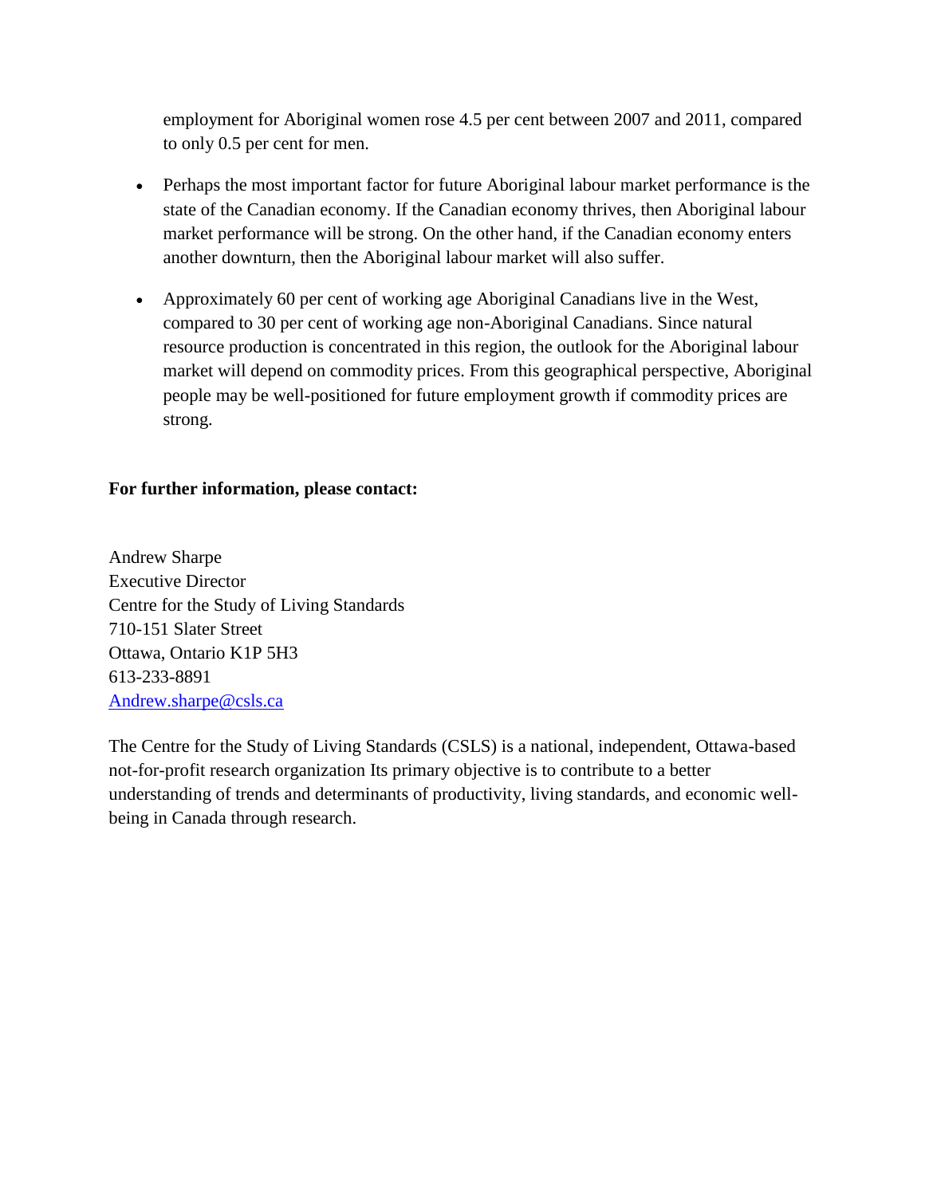employment for Aboriginal women rose 4.5 per cent between 2007 and 2011, compared to only 0.5 per cent for men.

- Perhaps the most important factor for future Aboriginal labour market performance is the state of the Canadian economy. If the Canadian economy thrives, then Aboriginal labour market performance will be strong. On the other hand, if the Canadian economy enters another downturn, then the Aboriginal labour market will also suffer.

- Approximately 60 per cent of working age Aboriginal Canadians live in the West, compared to 30 per cent of working age non-Aboriginal Canadians. Since natural resource production is concentrated in this region, the outlook for the Aboriginal labour market will depend on commodity prices. From this geographical perspective, Aboriginal people may be well-positioned for future employment growth if commodity prices are strong.

**For further information, please contact:**

Andrew Sharpe
Executive Director
Centre for the Study of Living Standards
710-151 Slater Street
Ottawa, Ontario K1P 5H3
613-233-8891
Andrew.sharpe@csls.ca

The Centre for the Study of Living Standards (CSLS) is a national, independent, Ottawa-based not-for-profit research organization Its primary objective is to contribute to a better understanding of trends and determinants of productivity, living standards, and economic well-being in Canada through research.